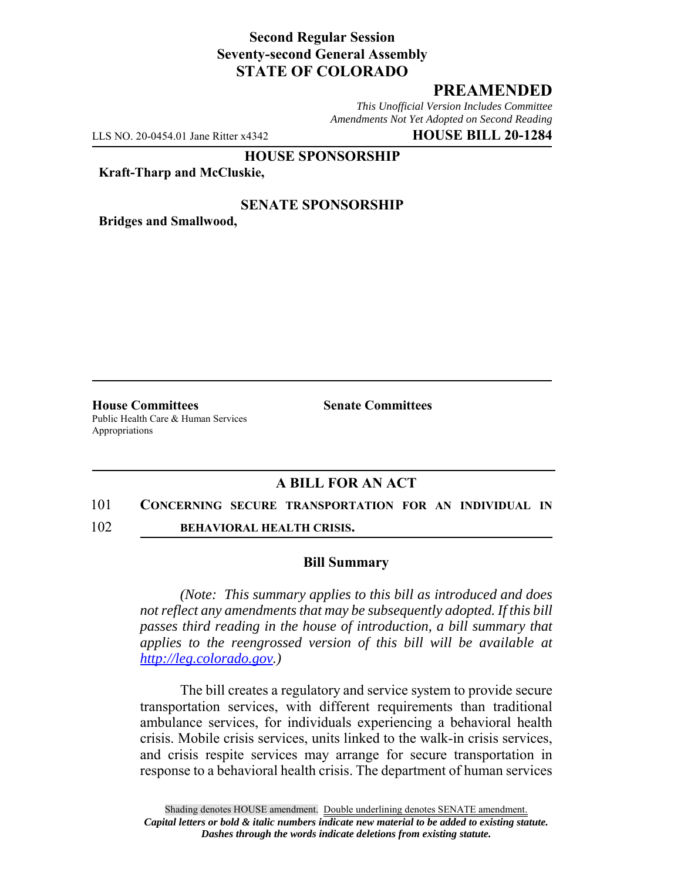**Second Regular Session**
**Seventy-second General Assembly**
**STATE OF COLORADO**

## PREAMENDED

*This Unofficial Version Includes Committee Amendments Not Yet Adopted on Second Reading*

LLS NO. 20-0454.01 Jane Ritter x4342 **HOUSE BILL 20-1284**

**HOUSE SPONSORSHIP**

**Kraft-Tharp and McCluskie,**

**SENATE SPONSORSHIP**

**Bridges and Smallwood,**

**House Committees**
Public Health Care & Human Services
Appropriations

**Senate Committees**

## A BILL FOR AN ACT

101 **CONCERNING SECURE TRANSPORTATION FOR AN INDIVIDUAL IN**
102 **BEHAVIORAL HEALTH CRISIS.**

### Bill Summary

*(Note: This summary applies to this bill as introduced and does not reflect any amendments that may be subsequently adopted. If this bill passes third reading in the house of introduction, a bill summary that applies to the reengrossed version of this bill will be available at http://leg.colorado.gov.)*

The bill creates a regulatory and service system to provide secure transportation services, with different requirements than traditional ambulance services, for individuals experiencing a behavioral health crisis. Mobile crisis services, units linked to the walk-in crisis services, and crisis respite services may arrange for secure transportation in response to a behavioral health crisis. The department of human services

Shading denotes HOUSE amendment. Double underlining denotes SENATE amendment.
*Capital letters or bold & italic numbers indicate new material to be added to existing statute.*
*Dashes through the words indicate deletions from existing statute.*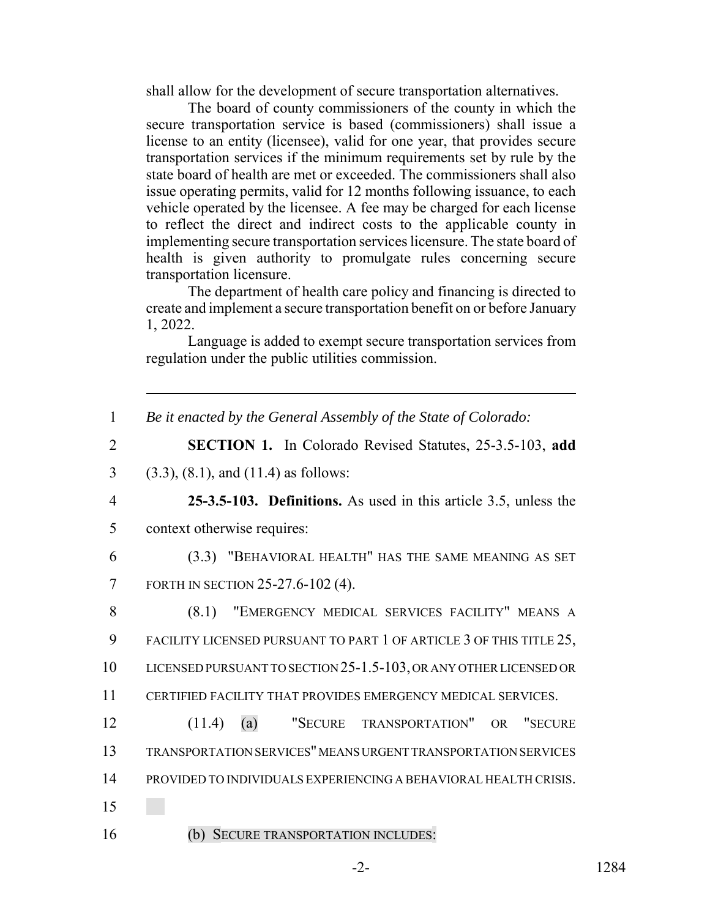shall allow for the development of secure transportation alternatives.

The board of county commissioners of the county in which the secure transportation service is based (commissioners) shall issue a license to an entity (licensee), valid for one year, that provides secure transportation services if the minimum requirements set by rule by the state board of health are met or exceeded. The commissioners shall also issue operating permits, valid for 12 months following issuance, to each vehicle operated by the licensee. A fee may be charged for each license to reflect the direct and indirect costs to the applicable county in implementing secure transportation services licensure. The state board of health is given authority to promulgate rules concerning secure transportation licensure.

The department of health care policy and financing is directed to create and implement a secure transportation benefit on or before January 1, 2022.

Language is added to exempt secure transportation services from regulation under the public utilities commission.

---

1 *Be it enacted by the General Assembly of the State of Colorado:*

2 **SECTION 1.** In Colorado Revised Statutes, 25-3.5-103, **add**

3 (3.3), (8.1), and (11.4) as follows:

4 **25-3.5-103. Definitions.** As used in this article 3.5, unless the

5 context otherwise requires:

6 (3.3) "BEHAVIORAL HEALTH" HAS THE SAME MEANING AS SET

7 FORTH IN SECTION 25-27.6-102 (4).

8 (8.1) "EMERGENCY MEDICAL SERVICES FACILITY" MEANS A

9 FACILITY LICENSED PURSUANT TO PART 1 OF ARTICLE 3 OF THIS TITLE 25,

10 LICENSED PURSUANT TO SECTION 25-1.5-103, OR ANY OTHER LICENSED OR

11 CERTIFIED FACILITY THAT PROVIDES EMERGENCY MEDICAL SERVICES.

12 (11.4) (a) "SECURE TRANSPORTATION" OR "SECURE

13 TRANSPORTATION SERVICES" MEANS URGENT TRANSPORTATION SERVICES

14 PROVIDED TO INDIVIDUALS EXPERIENCING A BEHAVIORAL HEALTH CRISIS.

15

16 (b) SECURE TRANSPORTATION INCLUDES: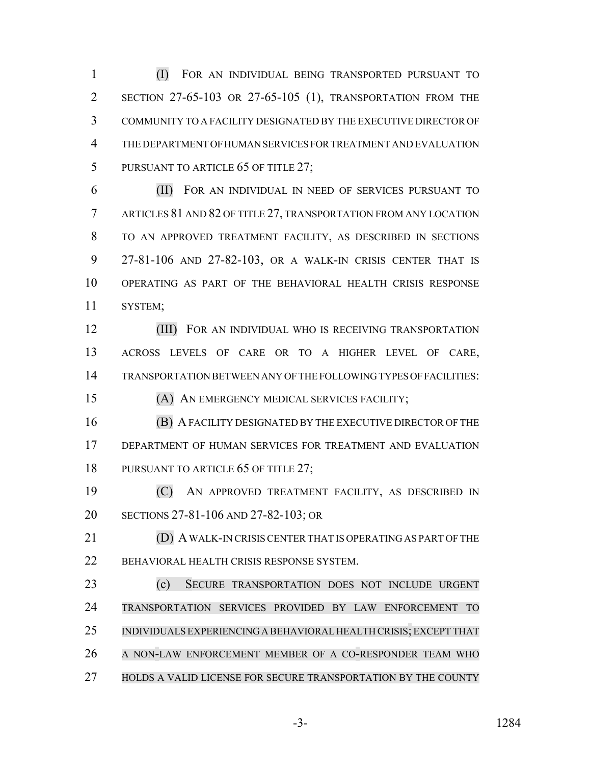(I) FOR AN INDIVIDUAL BEING TRANSPORTED PURSUANT TO SECTION 27-65-103 OR 27-65-105 (1), TRANSPORTATION FROM THE COMMUNITY TO A FACILITY DESIGNATED BY THE EXECUTIVE DIRECTOR OF THE DEPARTMENT OF HUMAN SERVICES FOR TREATMENT AND EVALUATION PURSUANT TO ARTICLE 65 OF TITLE 27;

(II) FOR AN INDIVIDUAL IN NEED OF SERVICES PURSUANT TO ARTICLES 81 AND 82 OF TITLE 27, TRANSPORTATION FROM ANY LOCATION TO AN APPROVED TREATMENT FACILITY, AS DESCRIBED IN SECTIONS 27-81-106 AND 27-82-103, OR A WALK-IN CRISIS CENTER THAT IS OPERATING AS PART OF THE BEHAVIORAL HEALTH CRISIS RESPONSE SYSTEM;

(III) FOR AN INDIVIDUAL WHO IS RECEIVING TRANSPORTATION ACROSS LEVELS OF CARE OR TO A HIGHER LEVEL OF CARE, TRANSPORTATION BETWEEN ANY OF THE FOLLOWING TYPES OF FACILITIES:

(A) AN EMERGENCY MEDICAL SERVICES FACILITY;

(B) A FACILITY DESIGNATED BY THE EXECUTIVE DIRECTOR OF THE DEPARTMENT OF HUMAN SERVICES FOR TREATMENT AND EVALUATION PURSUANT TO ARTICLE 65 OF TITLE 27;

(C) AN APPROVED TREATMENT FACILITY, AS DESCRIBED IN SECTIONS 27-81-106 AND 27-82-103; OR

(D) A WALK-IN CRISIS CENTER THAT IS OPERATING AS PART OF THE BEHAVIORAL HEALTH CRISIS RESPONSE SYSTEM.

(c) SECURE TRANSPORTATION DOES NOT INCLUDE URGENT TRANSPORTATION SERVICES PROVIDED BY LAW ENFORCEMENT TO INDIVIDUALS EXPERIENCING A BEHAVIORAL HEALTH CRISIS; EXCEPT THAT A NON-LAW ENFORCEMENT MEMBER OF A CO-RESPONDER TEAM WHO HOLDS A VALID LICENSE FOR SECURE TRANSPORTATION BY THE COUNTY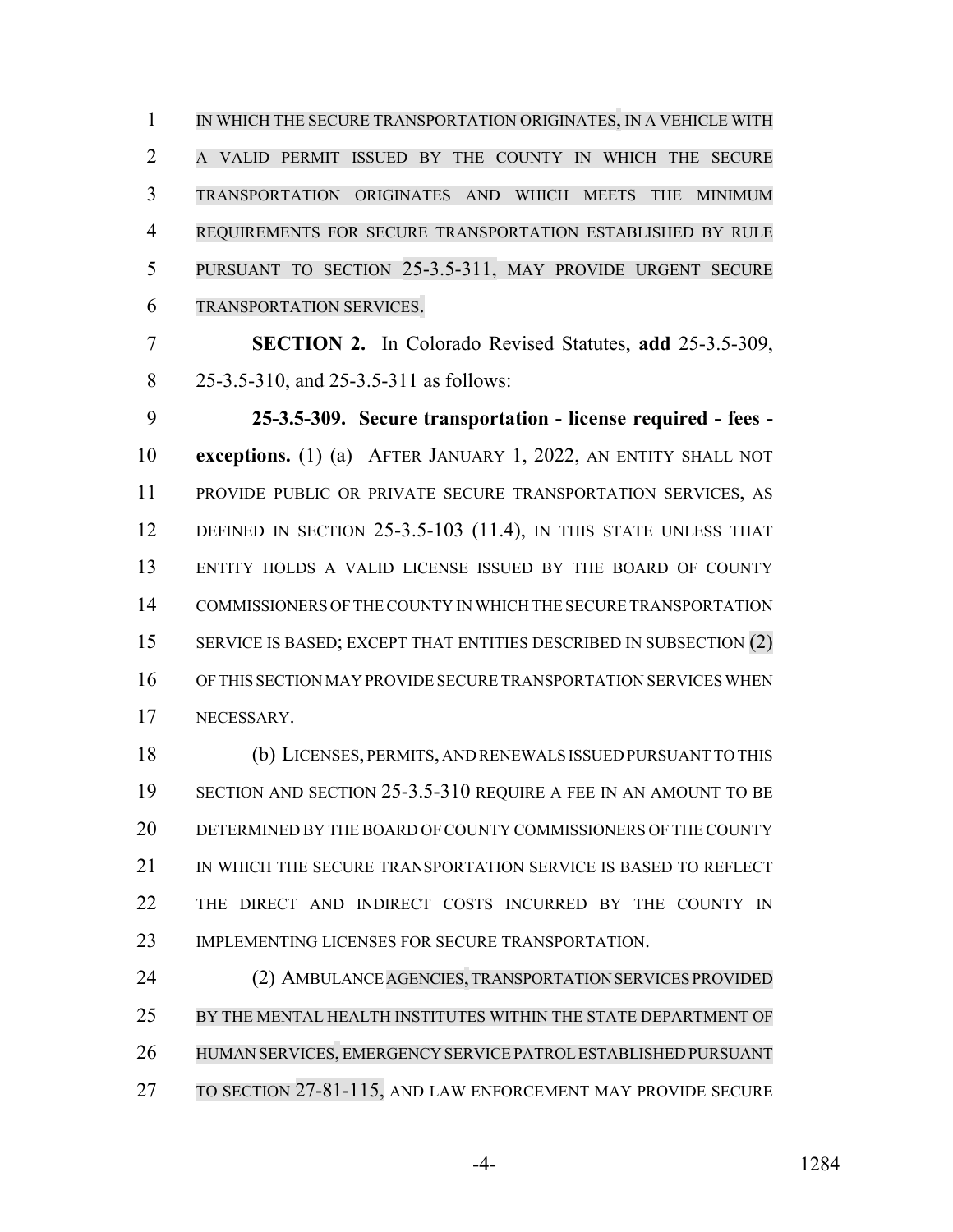IN WHICH THE SECURE TRANSPORTATION ORIGINATES, IN A VEHICLE WITH A VALID PERMIT ISSUED BY THE COUNTY IN WHICH THE SECURE TRANSPORTATION ORIGINATES AND WHICH MEETS THE MINIMUM REQUIREMENTS FOR SECURE TRANSPORTATION ESTABLISHED BY RULE PURSUANT TO SECTION 25-3.5-311, MAY PROVIDE URGENT SECURE TRANSPORTATION SERVICES.

**SECTION 2.** In Colorado Revised Statutes, **add** 25-3.5-309, 25-3.5-310, and 25-3.5-311 as follows:

**25-3.5-309. Secure transportation - license required - fees - exceptions.** (1) (a) AFTER JANUARY 1, 2022, AN ENTITY SHALL NOT PROVIDE PUBLIC OR PRIVATE SECURE TRANSPORTATION SERVICES, AS DEFINED IN SECTION 25-3.5-103 (11.4), IN THIS STATE UNLESS THAT ENTITY HOLDS A VALID LICENSE ISSUED BY THE BOARD OF COUNTY COMMISSIONERS OF THE COUNTY IN WHICH THE SECURE TRANSPORTATION SERVICE IS BASED; EXCEPT THAT ENTITIES DESCRIBED IN SUBSECTION (2) OF THIS SECTION MAY PROVIDE SECURE TRANSPORTATION SERVICES WHEN NECESSARY.

(b) LICENSES, PERMITS, AND RENEWALS ISSUED PURSUANT TO THIS SECTION AND SECTION 25-3.5-310 REQUIRE A FEE IN AN AMOUNT TO BE DETERMINED BY THE BOARD OF COUNTY COMMISSIONERS OF THE COUNTY IN WHICH THE SECURE TRANSPORTATION SERVICE IS BASED TO REFLECT THE DIRECT AND INDIRECT COSTS INCURRED BY THE COUNTY IN IMPLEMENTING LICENSES FOR SECURE TRANSPORTATION.

(2) AMBULANCE AGENCIES, TRANSPORTATION SERVICES PROVIDED BY THE MENTAL HEALTH INSTITUTES WITHIN THE STATE DEPARTMENT OF HUMAN SERVICES, EMERGENCY SERVICE PATROL ESTABLISHED PURSUANT TO SECTION 27-81-115, AND LAW ENFORCEMENT MAY PROVIDE SECURE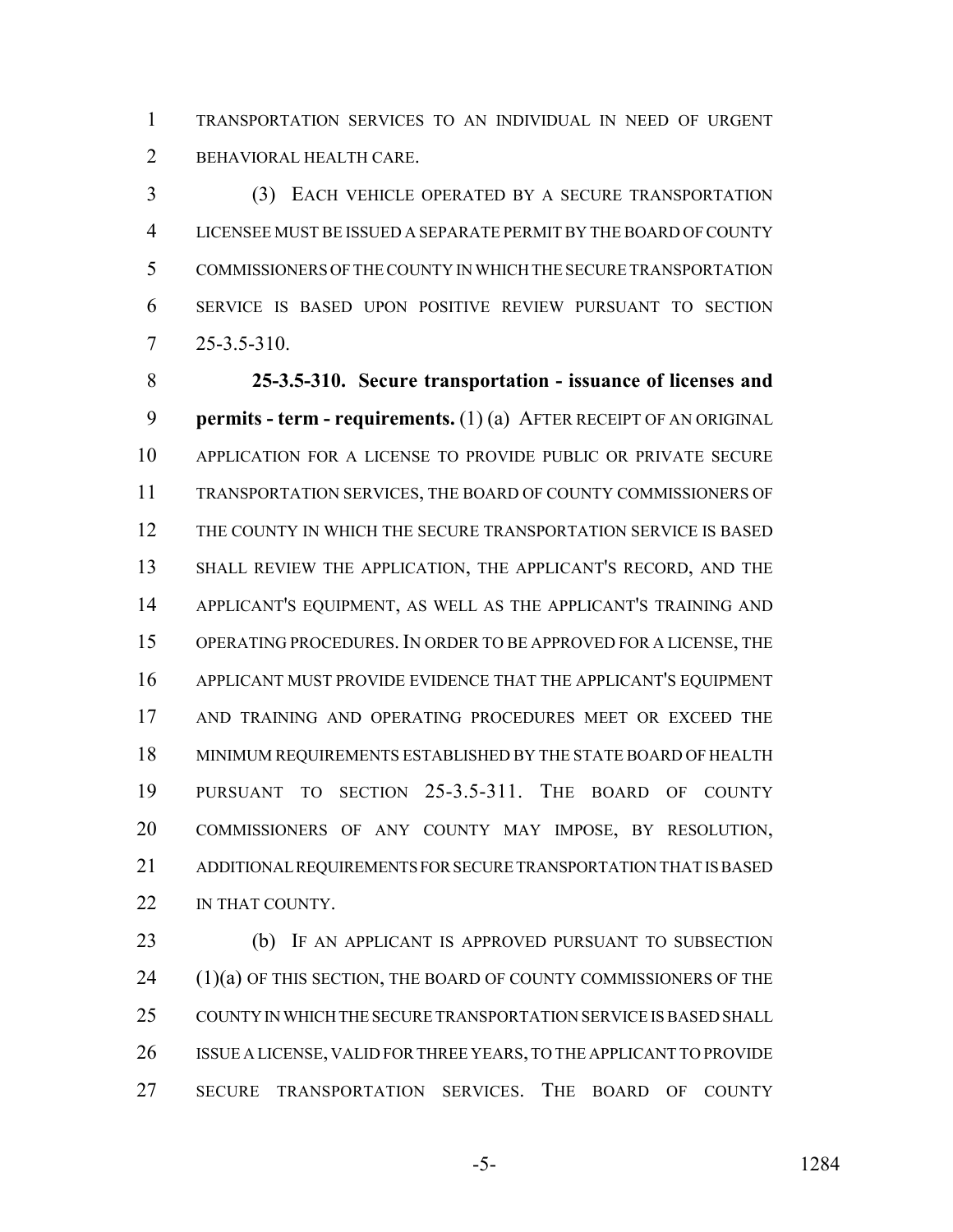TRANSPORTATION SERVICES TO AN INDIVIDUAL IN NEED OF URGENT BEHAVIORAL HEALTH CARE.

(3) EACH VEHICLE OPERATED BY A SECURE TRANSPORTATION LICENSEE MUST BE ISSUED A SEPARATE PERMIT BY THE BOARD OF COUNTY COMMISSIONERS OF THE COUNTY IN WHICH THE SECURE TRANSPORTATION SERVICE IS BASED UPON POSITIVE REVIEW PURSUANT TO SECTION 25-3.5-310.

**25-3.5-310. Secure transportation - issuance of licenses and permits - term - requirements.** (1) (a) AFTER RECEIPT OF AN ORIGINAL APPLICATION FOR A LICENSE TO PROVIDE PUBLIC OR PRIVATE SECURE TRANSPORTATION SERVICES, THE BOARD OF COUNTY COMMISSIONERS OF THE COUNTY IN WHICH THE SECURE TRANSPORTATION SERVICE IS BASED SHALL REVIEW THE APPLICATION, THE APPLICANT'S RECORD, AND THE APPLICANT'S EQUIPMENT, AS WELL AS THE APPLICANT'S TRAINING AND OPERATING PROCEDURES. IN ORDER TO BE APPROVED FOR A LICENSE, THE APPLICANT MUST PROVIDE EVIDENCE THAT THE APPLICANT'S EQUIPMENT AND TRAINING AND OPERATING PROCEDURES MEET OR EXCEED THE MINIMUM REQUIREMENTS ESTABLISHED BY THE STATE BOARD OF HEALTH PURSUANT TO SECTION 25-3.5-311. THE BOARD OF COUNTY COMMISSIONERS OF ANY COUNTY MAY IMPOSE, BY RESOLUTION, ADDITIONAL REQUIREMENTS FOR SECURE TRANSPORTATION THAT IS BASED IN THAT COUNTY.

(b) IF AN APPLICANT IS APPROVED PURSUANT TO SUBSECTION (1)(a) OF THIS SECTION, THE BOARD OF COUNTY COMMISSIONERS OF THE COUNTY IN WHICH THE SECURE TRANSPORTATION SERVICE IS BASED SHALL ISSUE A LICENSE, VALID FOR THREE YEARS, TO THE APPLICANT TO PROVIDE SECURE TRANSPORTATION SERVICES. THE BOARD OF COUNTY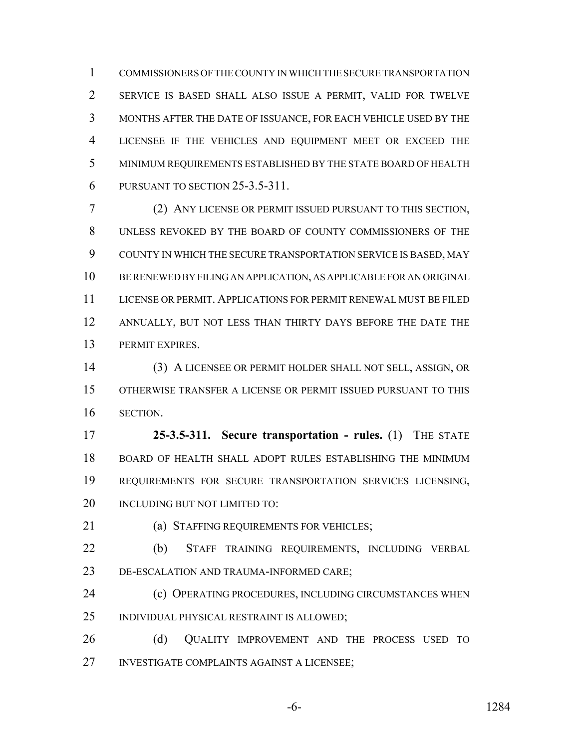COMMISSIONERS OF THE COUNTY IN WHICH THE SECURE TRANSPORTATION SERVICE IS BASED SHALL ALSO ISSUE A PERMIT, VALID FOR TWELVE MONTHS AFTER THE DATE OF ISSUANCE, FOR EACH VEHICLE USED BY THE LICENSEE IF THE VEHICLES AND EQUIPMENT MEET OR EXCEED THE MINIMUM REQUIREMENTS ESTABLISHED BY THE STATE BOARD OF HEALTH PURSUANT TO SECTION 25-3.5-311.

(2) ANY LICENSE OR PERMIT ISSUED PURSUANT TO THIS SECTION, UNLESS REVOKED BY THE BOARD OF COUNTY COMMISSIONERS OF THE COUNTY IN WHICH THE SECURE TRANSPORTATION SERVICE IS BASED, MAY BE RENEWED BY FILING AN APPLICATION, AS APPLICABLE FOR AN ORIGINAL LICENSE OR PERMIT. APPLICATIONS FOR PERMIT RENEWAL MUST BE FILED ANNUALLY, BUT NOT LESS THAN THIRTY DAYS BEFORE THE DATE THE PERMIT EXPIRES.

(3) A LICENSEE OR PERMIT HOLDER SHALL NOT SELL, ASSIGN, OR OTHERWISE TRANSFER A LICENSE OR PERMIT ISSUED PURSUANT TO THIS SECTION.

**25-3.5-311. Secure transportation - rules.** (1) THE STATE BOARD OF HEALTH SHALL ADOPT RULES ESTABLISHING THE MINIMUM REQUIREMENTS FOR SECURE TRANSPORTATION SERVICES LICENSING, INCLUDING BUT NOT LIMITED TO:

(a) STAFFING REQUIREMENTS FOR VEHICLES;

(b) STAFF TRAINING REQUIREMENTS, INCLUDING VERBAL DE-ESCALATION AND TRAUMA-INFORMED CARE;

(c) OPERATING PROCEDURES, INCLUDING CIRCUMSTANCES WHEN INDIVIDUAL PHYSICAL RESTRAINT IS ALLOWED;

(d) QUALITY IMPROVEMENT AND THE PROCESS USED TO INVESTIGATE COMPLAINTS AGAINST A LICENSEE;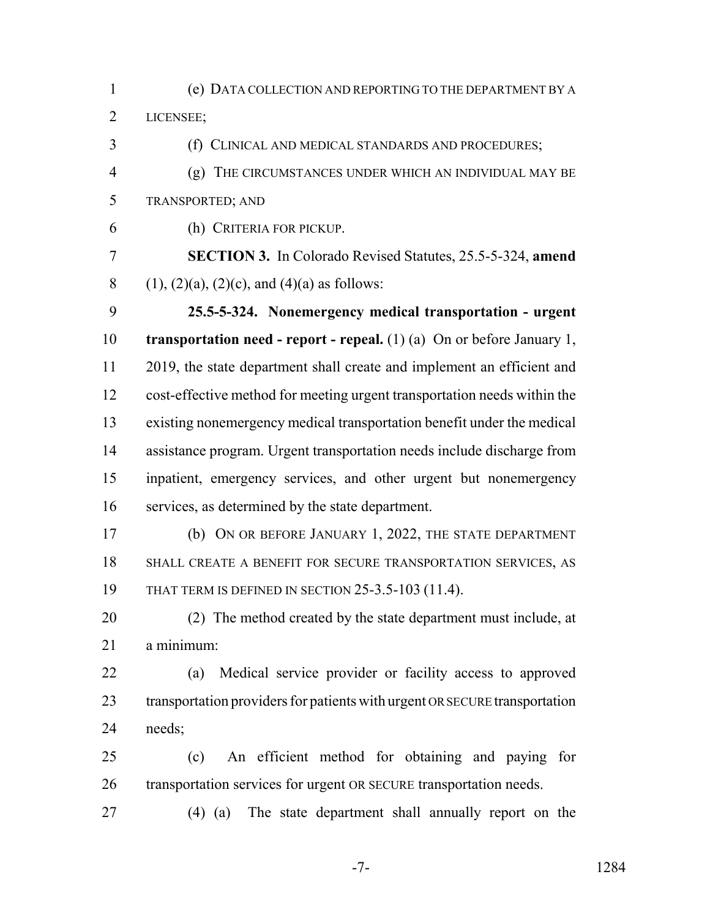(e) DATA COLLECTION AND REPORTING TO THE DEPARTMENT BY A LICENSEE;

(f) CLINICAL AND MEDICAL STANDARDS AND PROCEDURES;

(g) THE CIRCUMSTANCES UNDER WHICH AN INDIVIDUAL MAY BE TRANSPORTED; AND

(h) CRITERIA FOR PICKUP.

**SECTION 3.** In Colorado Revised Statutes, 25.5-5-324, **amend** (1), (2)(a), (2)(c), and (4)(a) as follows:

**25.5-5-324. Nonemergency medical transportation - urgent transportation need - report - repeal.** (1) (a) On or before January 1, 2019, the state department shall create and implement an efficient and cost-effective method for meeting urgent transportation needs within the existing nonemergency medical transportation benefit under the medical assistance program. Urgent transportation needs include discharge from inpatient, emergency services, and other urgent but nonemergency services, as determined by the state department.

(b) ON OR BEFORE JANUARY 1, 2022, THE STATE DEPARTMENT SHALL CREATE A BENEFIT FOR SECURE TRANSPORTATION SERVICES, AS THAT TERM IS DEFINED IN SECTION 25-3.5-103 (11.4).

(2) The method created by the state department must include, at a minimum:

(a) Medical service provider or facility access to approved transportation providers for patients with urgent OR SECURE transportation needs;

(c) An efficient method for obtaining and paying for transportation services for urgent OR SECURE transportation needs.

(4) (a) The state department shall annually report on the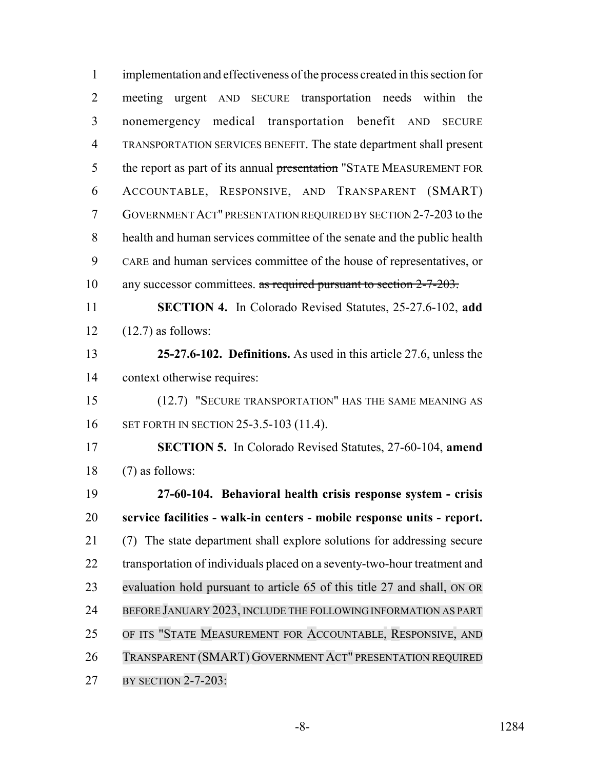implementation and effectiveness of the process created in this section for meeting urgent AND SECURE transportation needs within the nonemergency medical transportation benefit AND SECURE TRANSPORTATION SERVICES BENEFIT. The state department shall present the report as part of its annual ~~presentation~~ "STATE MEASUREMENT FOR ACCOUNTABLE, RESPONSIVE, AND TRANSPARENT (SMART) GOVERNMENT ACT" PRESENTATION REQUIRED BY SECTION 2-7-203 to the health and human services committee of the senate and the public health CARE and human services committee of the house of representatives, or any successor committees. ~~as required pursuant to section 2-7-203.~~

**SECTION 4.** In Colorado Revised Statutes, 25-27.6-102, **add** (12.7) as follows:

**25-27.6-102. Definitions.** As used in this article 27.6, unless the context otherwise requires:

(12.7) "SECURE TRANSPORTATION" HAS THE SAME MEANING AS SET FORTH IN SECTION 25-3.5-103 (11.4).

**SECTION 5.** In Colorado Revised Statutes, 27-60-104, **amend** (7) as follows:

**27-60-104. Behavioral health crisis response system - crisis service facilities - walk-in centers - mobile response units - report.** (7) The state department shall explore solutions for addressing secure transportation of individuals placed on a seventy-two-hour treatment and evaluation hold pursuant to article 65 of this title 27 and shall, ON OR BEFORE JANUARY 2023, INCLUDE THE FOLLOWING INFORMATION AS PART OF ITS "STATE MEASUREMENT FOR ACCOUNTABLE, RESPONSIVE, AND TRANSPARENT (SMART) GOVERNMENT ACT" PRESENTATION REQUIRED BY SECTION 2-7-203: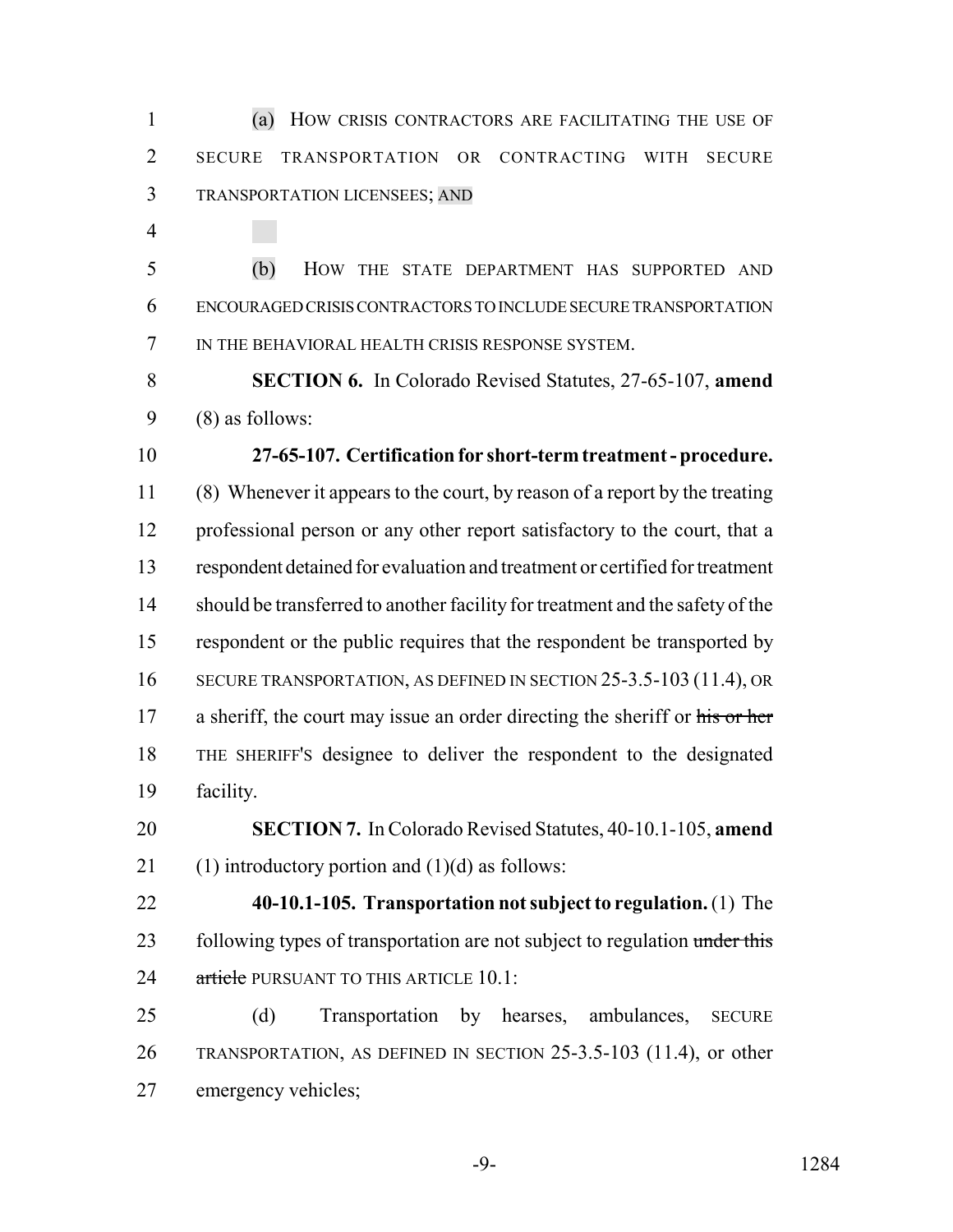(a) HOW CRISIS CONTRACTORS ARE FACILITATING THE USE OF SECURE TRANSPORTATION OR CONTRACTING WITH SECURE TRANSPORTATION LICENSEES; AND

(b) HOW THE STATE DEPARTMENT HAS SUPPORTED AND ENCOURAGED CRISIS CONTRACTORS TO INCLUDE SECURE TRANSPORTATION IN THE BEHAVIORAL HEALTH CRISIS RESPONSE SYSTEM.

**SECTION 6.** In Colorado Revised Statutes, 27-65-107, **amend** (8) as follows:

**27-65-107. Certification for short-term treatment - procedure.** (8) Whenever it appears to the court, by reason of a report by the treating professional person or any other report satisfactory to the court, that a respondent detained for evaluation and treatment or certified for treatment should be transferred to another facility for treatment and the safety of the respondent or the public requires that the respondent be transported by SECURE TRANSPORTATION, AS DEFINED IN SECTION 25-3.5-103 (11.4), OR a sheriff, the court may issue an order directing the sheriff or ~~his or her~~ THE SHERIFF'S designee to deliver the respondent to the designated facility.

**SECTION 7.** In Colorado Revised Statutes, 40-10.1-105, **amend** (1) introductory portion and (1)(d) as follows:

**40-10.1-105. Transportation not subject to regulation.** (1) The following types of transportation are not subject to regulation ~~under this article~~ PURSUANT TO THIS ARTICLE 10.1:

(d) Transportation by hearses, ambulances, SECURE TRANSPORTATION, AS DEFINED IN SECTION 25-3.5-103 (11.4), or other emergency vehicles;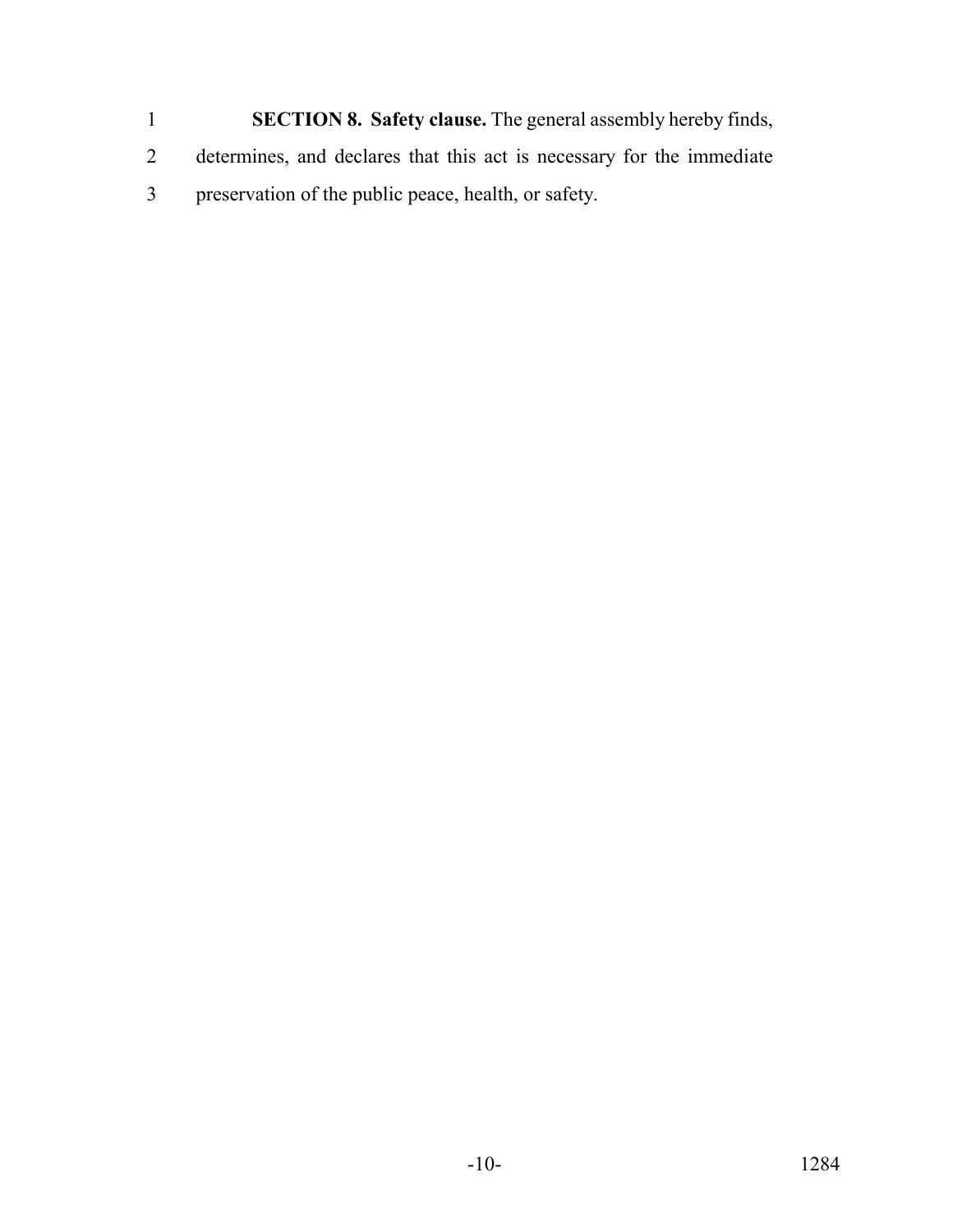**SECTION 8. Safety clause.** The general assembly hereby finds, determines, and declares that this act is necessary for the immediate preservation of the public peace, health, or safety.